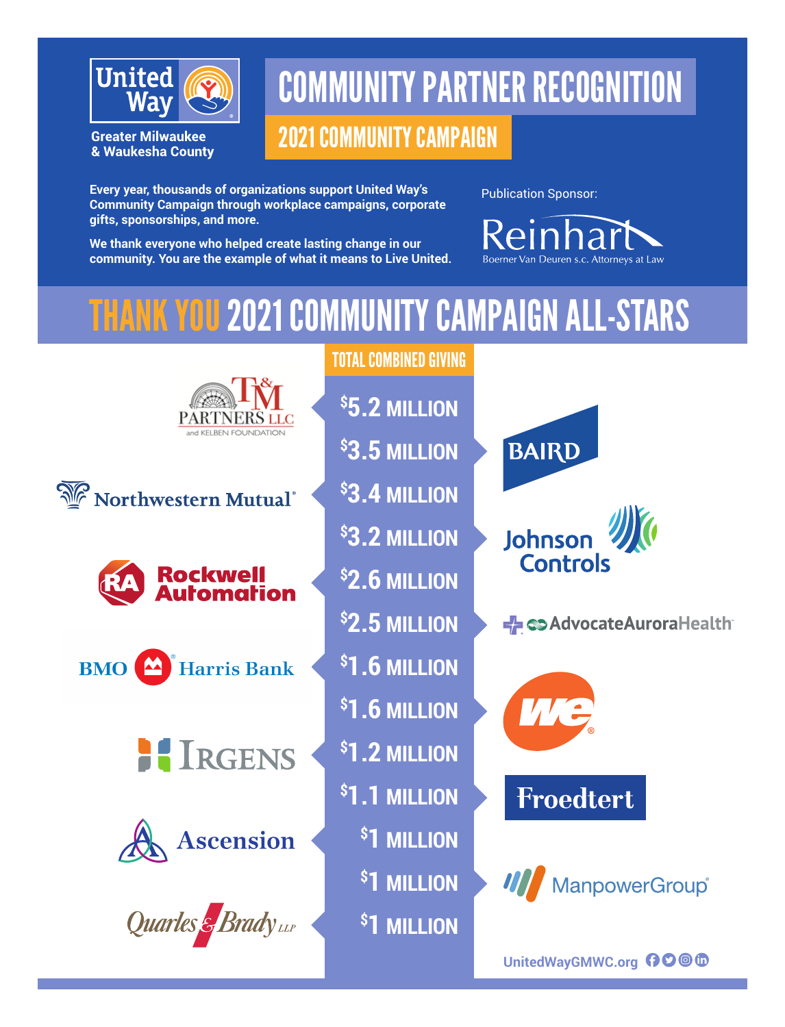United Way
Greater Milwaukee & Waukesha County

# COMMUNITY PARTNER RECOGNITION

## 2021 COMMUNITY CAMPAIGN

**Every year, thousands of organizations support United Way's Community Campaign through workplace campaigns, corporate gifts, sponsorships, and more.**

**We thank everyone who helped create lasting change in our community. You are the example of what it means to Live United.**

Publication Sponsor:

Reinhart
Boerner Van Deuren s.c. Attorneys at Law

# THANK YOU 2021 COMMUNITY CAMPAIGN ALL-STARS

| Organization | TOTAL COMBINED GIVING |
| --- | --- |
| T&M Partners LLC and Kelben Foundation | $5.2 MILLION |
| Baird | $3.5 MILLION |
| Northwestern Mutual | $3.4 MILLION |
| Johnson Controls | $3.2 MILLION |
| Rockwell Automation | $2.6 MILLION |
| AdvocateAuroraHealth | $2.5 MILLION |
| BMO Harris Bank | $1.6 MILLION |
| We Energies | $1.6 MILLION |
| Irgens | $1.2 MILLION |
| Froedtert | $1.1 MILLION |
| Ascension | $1 MILLION |
| ManpowerGroup | $1 MILLION |
| Quarles & Brady LLP | $1 MILLION |

UnitedWayGMWC.org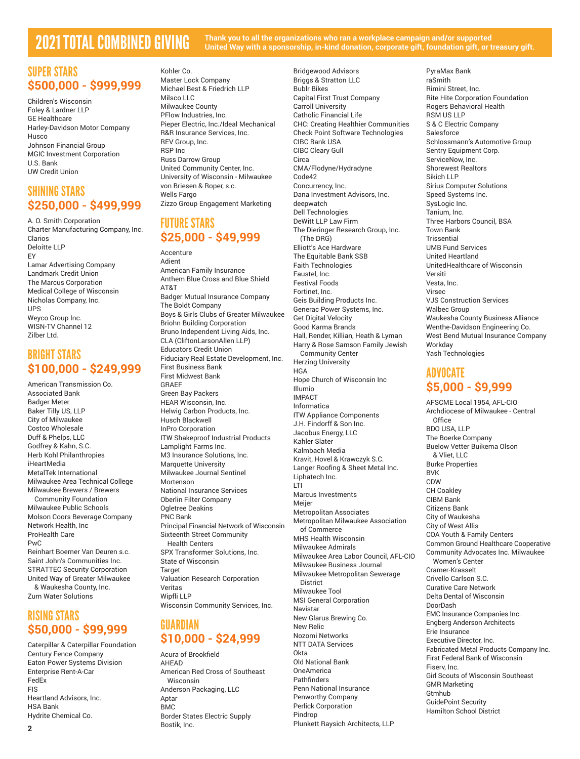# 2021 TOTAL COMBINED GIVING

**Thank you to all the organizations who ran a workplace campaign and/or supported United Way with a sponsorship, in-kind donation, corporate gift, foundation gift, or treasury gift.**

## SUPER STARS
## $500,000 - $999,999

Children's Wisconsin
Foley & Lardner LLP
GE Healthcare
Harley-Davidson Motor Company
Husco
Johnson Financial Group
MGIC Investment Corporation
U.S. Bank
UW Credit Union

## SHINING STARS
## $250,000 - $499,999

A. O. Smith Corporation
Charter Manufacturing Company, Inc.
Clarios
Deloitte LLP
EY
Lamar Advertising Company
Landmark Credit Union
The Marcus Corporation
Medical College of Wisconsin
Nicholas Company, Inc.
UPS
Weyco Group Inc.
WISN-TV Channel 12
Zilber Ltd.

## BRIGHT STARS
## $100,000 - $249,999

American Transmission Co.
Associated Bank
Badger Meter
Baker Tilly US, LLP
City of Milwaukee
Costco Wholesale
Duff & Phelps, LLC
Godfrey & Kahn, S.C.
Herb Kohl Philanthropies
iHeartMedia
MetalTek International
Milwaukee Area Technical College
Milwaukee Brewers / Brewers Community Foundation
Milwaukee Public Schools
Molson Coors Beverage Company
Network Health, Inc
ProHealth Care
PwC
Reinhart Boerner Van Deuren s.c.
Saint John's Communities Inc.
STRATTEC Security Corporation
United Way of Greater Milwaukee & Waukesha County, Inc.
Zurn Water Solutions

## RISING STARS
## $50,000 - $99,999

Caterpillar & Caterpillar Foundation
Century Fence Company
Eaton Power Systems Division
Enterprise Rent-A-Car
FedEx
FIS
Heartland Advisors, Inc.
HSA Bank
Hydrite Chemical Co.
Kohler Co.
Master Lock Company
Michael Best & Friedrich LLP
Milsco LLC
Milwaukee County
PFlow Industries, Inc.
Pieper Electric, Inc./Ideal Mechanical
R&R Insurance Services, Inc.
REV Group, Inc.
RSP Inc
Russ Darrow Group
United Community Center, Inc.
University of Wisconsin - Milwaukee
von Briesen & Roper, s.c.
Wells Fargo
Zizzo Group Engagement Marketing

## FUTURE STARS
## $25,000 - $49,999

Accenture
Adient
American Family Insurance
Anthem Blue Cross and Blue Shield
AT&T
Badger Mutual Insurance Company
The Boldt Company
Boys & Girls Clubs of Greater Milwaukee
Briohn Building Corporation
Bruno Independent Living Aids, Inc.
CLA (CliftonLarsonAllen LLP)
Educators Credit Union
Fiduciary Real Estate Development, Inc.
First Business Bank
First Midwest Bank
GRAEF
Green Bay Packers
HEAR Wisconsin, Inc.
Helwig Carbon Products, Inc.
Husch Blackwell
InPro Corporation
ITW Shakeproof Industrial Products
Lamplight Farms Inc.
M3 Insurance Solutions, Inc.
Marquette University
Milwaukee Journal Sentinel
Mortenson
National Insurance Services
Oberlin Filter Company
Ogletree Deakins
PNC Bank
Principal Financial Network of Wisconsin
Sixteenth Street Community Health Centers
SPX Transformer Solutions, Inc.
State of Wisconsin
Target
Valuation Research Corporation
Veritas
Wipfli LLP
Wisconsin Community Services, Inc.

## GUARDIAN
## $10,000 - $24,999

Acura of Brookfield
AHEAD
American Red Cross of Southeast Wisconsin
Anderson Packaging, LLC
Aptar
BMC
Border States Electric Supply
Bostik, Inc.
Bridgewood Advisors
Briggs & Stratton LLC
Bublr Bikes
Capital First Trust Company
Carroll University
Catholic Financial Life
CHC: Creating Healthier Communities
Check Point Software Technologies
CIBC Bank USA
CIBC Cleary Gull
Circa
CMA/Flodyne/Hydradyne
Code42
Concurrency, Inc.
Dana Investment Advisors, Inc.
deepwatch
Dell Technologies
DeWitt LLP Law Firm
The Dieringer Research Group, Inc. (The DRG)
Elliott's Ace Hardware
The Equitable Bank SSB
Faith Technologies
Faustel, Inc.
Festival Foods
Fortinet, Inc.
Geis Building Products Inc.
Generac Power Systems, Inc.
Get Digital Velocity
Good Karma Brands
Hall, Render, Killian, Heath & Lyman
Harry & Rose Samson Family Jewish Community Center
Herzing University
HGA
Hope Church of Wisconsin Inc
Illumio
IMPACT
Informatica
ITW Appliance Components
J.H. Findorff & Son Inc.
Jacobus Energy, LLC
Kahler Slater
Kalmbach Media
Kravit, Hovel & Krawczyk S.C.
Langer Roofing & Sheet Metal Inc.
Liphatech Inc.
LTI
Marcus Investments
Meijer
Metropolitan Associates
Metropolitan Milwaukee Association of Commerce
MHS Health Wisconsin
Milwaukee Admirals
Milwaukee Area Labor Council, AFL-CIO
Milwaukee Business Journal
Milwaukee Metropolitan Sewerage District
Milwaukee Tool
MSI General Corporation
Navistar
New Glarus Brewing Co.
New Relic
Nozomi Networks
NTT DATA Services
Okta
Old National Bank
OneAmerica
Pathfinders
Penn National Insurance
Penworthy Company
Perlick Corporation
Pindrop
Plunkett Raysich Architects, LLP
PyraMax Bank
raSmith
Rimini Street, Inc.
Rite Hite Corporation Foundation
Rogers Behavioral Health
RSM US LLP
S & C Electric Company
Salesforce
Schlossmann's Automotive Group
Sentry Equipment Corp.
ServiceNow, Inc.
Shorewest Realtors
Sikich LLP
Sirius Computer Solutions
Speed Systems Inc.
SysLogic Inc.
Tanium, Inc.
Three Harbors Council, BSA
Town Bank
Trissential
UMB Fund Services
United Heartland
UnitedHealthcare of Wisconsin
Versiti
Vesta, Inc.
Virsec
VJS Construction Services
Walbec Group
Waukesha County Business Alliance
Wenthe-Davidson Engineering Co.
West Bend Mutual Insurance Company
Workday
Yash Technologies

## ADVOCATE
## $5,000 - $9,999

AFSCME Local 1954, AFL-CIO
Archdiocese of Milwaukee - Central Office
BDO USA, LLP
The Boerke Company
Buelow Vetter Buikema Olson & Vliet, LLC
Burke Properties
BVK
CDW
CH Coakley
CIBM Bank
Citizens Bank
City of Waukesha
City of West Allis
COA Youth & Family Centers
Common Ground Healthcare Cooperative
Community Advocates Inc. Milwaukee Women's Center
Cramer-Krasselt
Crivello Carlson S.C.
Curative Care Network
Delta Dental of Wisconsin
DoorDash
EMC Insurance Companies Inc.
Engberg Anderson Architects
Erie Insurance
Executive Director, Inc.
Fabricated Metal Products Company Inc.
First Federal Bank of Wisconsin
Fiserv, Inc.
Girl Scouts of Wisconsin Southeast
GMR Marketing
Gtmhub
GuidePoint Security
Hamilton School District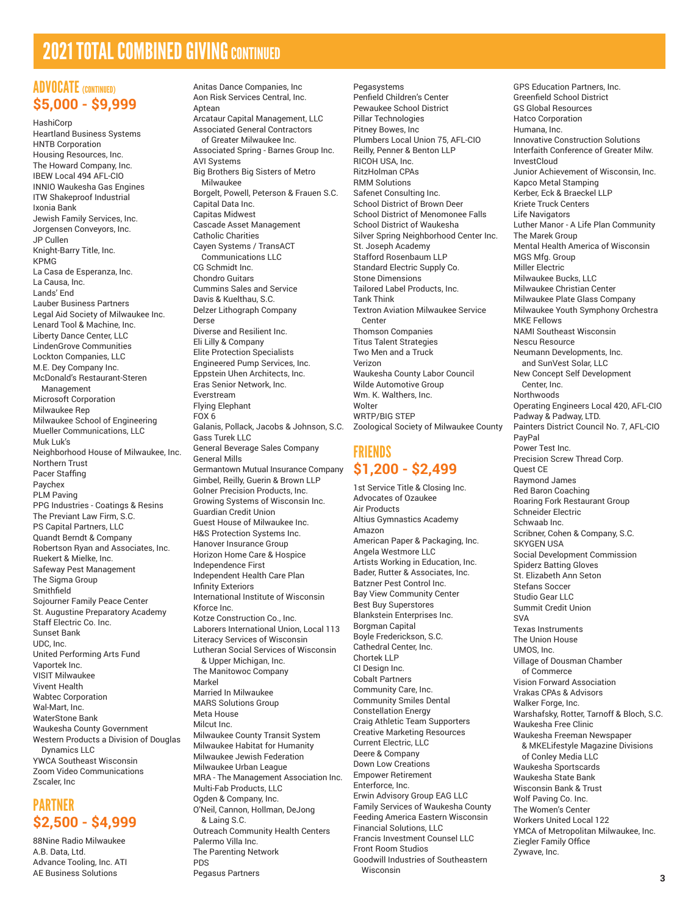# 2021 TOTAL COMBINED GIVING CONTINUED

## ADVOCATE (CONTINUED)

## $5,000 - $9,999

HashiCorp
Heartland Business Systems
HNTB Corporation
Housing Resources, Inc.
The Howard Company, Inc.
IBEW Local 494 AFL-CIO
INNIO Waukesha Gas Engines
ITW Shakeproof Industrial
Ixonia Bank
Jewish Family Services, Inc.
Jorgensen Conveyors, Inc.
JP Cullen
Knight-Barry Title, Inc.
KPMG
La Casa de Esperanza, Inc.
La Causa, Inc.
Lands' End
Lauber Business Partners
Legal Aid Society of Milwaukee Inc.
Lenard Tool & Machine, Inc.
Liberty Dance Center, LLC
LindenGrove Communities
Lockton Companies, LLC
M.E. Dey Company Inc.
McDonald's Restaurant-Steren Management
Microsoft Corporation
Milwaukee Rep
Milwaukee School of Engineering
Mueller Communications, LLC
Muk Luk's
Neighborhood House of Milwaukee, Inc.
Northern Trust
Pacer Staffing
Paychex
PLM Paving
PPG Industries - Coatings & Resins
The Previant Law Firm, S.C.
PS Capital Partners, LLC
Quandt Berndt & Company
Robertson Ryan and Associates, Inc.
Ruekert & Mielke, Inc.
Safeway Pest Management
The Sigma Group
Smithfield
Sojourner Family Peace Center
St. Augustine Preparatory Academy
Staff Electric Co. Inc.
Sunset Bank
UDC, Inc.
United Performing Arts Fund
Vaportek Inc.
VISIT Milwaukee
Vivent Health
Wabtec Corporation
Wal-Mart, Inc.
WaterStone Bank
Waukesha County Government
Western Products a Division of Douglas Dynamics LLC
YWCA Southeast Wisconsin
Zoom Video Communications
Zscaler, Inc

## PARTNER

## $2,500 - $4,999

88Nine Radio Milwaukee
A.B. Data, Ltd.
Advance Tooling, Inc. ATI
AE Business Solutions
Anitas Dance Companies, Inc
Aon Risk Services Central, Inc.
Aptean
Arcataur Capital Management, LLC
Associated General Contractors of Greater Milwaukee Inc.
Associated Spring - Barnes Group Inc.
AVI Systems
Big Brothers Big Sisters of Metro Milwaukee
Borgelt, Powell, Peterson & Frauen S.C.
Capital Data Inc.
Capitas Midwest
Cascade Asset Management
Catholic Charities
Cayen Systems / TransACT Communications LLC
CG Schmidt Inc.
Chondro Guitars
Cummins Sales and Service
Davis & Kuelthau, S.C.
Delzer Lithograph Company
Derse
Diverse and Resilient Inc.
Eli Lilly & Company
Elite Protection Specialists
Engineered Pump Services, Inc.
Eppstein Uhen Architects, Inc.
Eras Senior Network, Inc.
Everstream
Flying Elephant
FOX 6
Galanis, Pollack, Jacobs & Johnson, S.C.
Gass Turek LLC
General Beverage Sales Company
General Mills
Germantown Mutual Insurance Company
Gimbel, Reilly, Guerin & Brown LLP
Golner Precision Products, Inc.
Growing Systems of Wisconsin Inc.
Guardian Credit Union
Guest House of Milwaukee Inc.
H&S Protection Systems Inc.
Hanover Insurance Group
Horizon Home Care & Hospice
Independence First
Independent Health Care Plan
Infinity Exteriors
International Institute of Wisconsin
Kforce Inc.
Kotze Construction Co., Inc.
Laborers International Union, Local 113
Literacy Services of Wisconsin
Lutheran Social Services of Wisconsin & Upper Michigan, Inc.
The Manitowoc Company
Markel
Married In Milwaukee
MARS Solutions Group
Meta House
Milcut Inc.
Milwaukee County Transit System
Milwaukee Habitat for Humanity
Milwaukee Jewish Federation
Milwaukee Urban League
MRA - The Management Association Inc.
Multi-Fab Products, LLC
Ogden & Company, Inc.
O'Neil, Cannon, Hollman, DeJong & Laing S.C.
Outreach Community Health Centers
Palermo Villa Inc.
The Parenting Network
PDS
Pegasus Partners
Pegasystems
Penfield Children's Center
Pewaukee School District
Pillar Technologies
Pitney Bowes, Inc
Plumbers Local Union 75, AFL-CIO
Reilly, Penner & Benton LLP
RICOH USA, Inc.
RitzHolman CPAs
RMM Solutions
Safenet Consulting Inc.
School District of Brown Deer
School District of Menomonee Falls
School District of Waukesha
Silver Spring Neighborhood Center Inc.
St. Joseph Academy
Stafford Rosenbaum LLP
Standard Electric Supply Co.
Stone Dimensions
Tailored Label Products, Inc.
Tank Think
Textron Aviation Milwaukee Service Center
Thomson Companies
Titus Talent Strategies
Two Men and a Truck
Verizon
Waukesha County Labor Council
Wilde Automotive Group
Wm. K. Walthers, Inc.
Wolter
WRTP/BIG STEP
Zoological Society of Milwaukee County

## FRIENDS

## $1,200 - $2,499

1st Service Title & Closing Inc.
Advocates of Ozaukee
Air Products
Altius Gymnastics Academy
Amazon
American Paper & Packaging, Inc.
Angela Westmore LLC
Artists Working in Education, Inc.
Bader, Rutter & Associates, Inc.
Batzner Pest Control Inc.
Bay View Community Center
Best Buy Superstores
Blankstein Enterprises Inc.
Borgman Capital
Boyle Frederickson, S.C.
Cathedral Center, Inc.
Chortek LLP
CI Design Inc.
Cobalt Partners
Community Care, Inc.
Community Smiles Dental
Constellation Energy
Craig Athletic Team Supporters
Creative Marketing Resources
Current Electric, LLC
Deere & Company
Down Low Creations
Empower Retirement
Enterforce, Inc.
Erwin Advisory Group EAG LLC
Family Services of Waukesha County
Feeding America Eastern Wisconsin
Financial Solutions, LLC
Francis Investment Counsel LLC
Front Room Studios
Goodwill Industries of Southeastern Wisconsin
GPS Education Partners, Inc.
Greenfield School District
GS Global Resources
Hatco Corporation
Humana, Inc.
Innovative Construction Solutions
Interfaith Conference of Greater Milw.
InvestCloud
Junior Achievement of Wisconsin, Inc.
Kapco Metal Stamping
Kerber, Eck & Braeckel LLP
Kriete Truck Centers
Life Navigators
Luther Manor - A Life Plan Community
The Marek Group
Mental Health America of Wisconsin
MGS Mfg. Group
Miller Electric
Milwaukee Bucks, LLC
Milwaukee Christian Center
Milwaukee Plate Glass Company
Milwaukee Youth Symphony Orchestra
MKE Fellows
NAMI Southeast Wisconsin
Nescu Resource
Neumann Developments, Inc. and SunVest Solar, LLC
New Concept Self Development Center, Inc.
Northwoods
Operating Engineers Local 420, AFL-CIO
Padway & Padway, LTD.
Painters District Council No. 7, AFL-CIO
PayPal
Power Test Inc.
Precision Screw Thread Corp.
Quest CE
Raymond James
Red Baron Coaching
Roaring Fork Restaurant Group
Schneider Electric
Schwaab Inc.
Scribner, Cohen & Company, S.C.
SKYGEN USA
Social Development Commission
Spiderz Batting Gloves
St. Elizabeth Ann Seton
Stefans Soccer
Studio Gear LLC
Summit Credit Union
SVA
Texas Instruments
The Union House
UMOS, Inc.
Village of Dousman Chamber of Commerce
Vision Forward Association
Vrakas CPAs & Advisors
Walker Forge, Inc.
Warshafsky, Rotter, Tarnoff & Bloch, S.C.
Waukesha Free Clinic
Waukesha Freeman Newspaper & MKELifestyle Magazine Divisions of Conley Media LLC
Waukesha Sportscards
Waukesha State Bank
Wisconsin Bank & Trust
Wolf Paving Co. Inc.
The Women's Center
Workers United Local 122
YMCA of Metropolitan Milwaukee, Inc.
Ziegler Family Office
Zywave, Inc.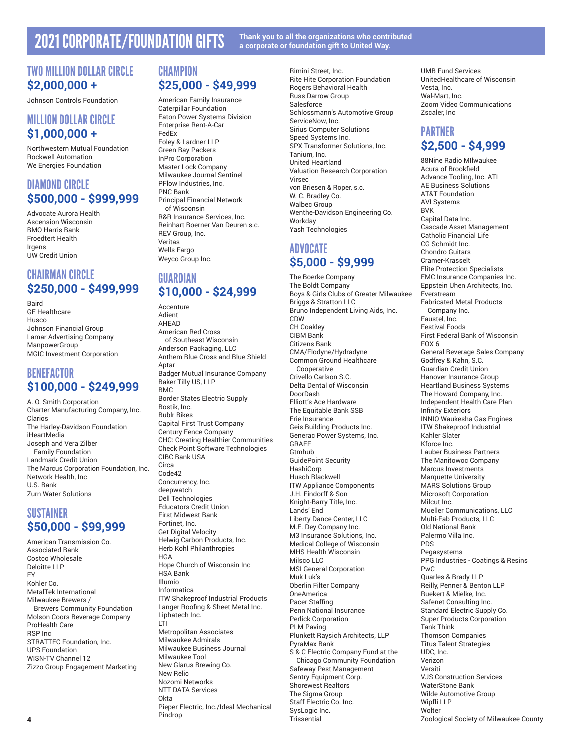# 2021 CORPORATE/FOUNDATION GIFTS

**Thank you to all the organizations who contributed a corporate or foundation gift to United Way.**

## TWO MILLION DOLLAR CIRCLE
### $2,000,000 +

Johnson Controls Foundation

## MILLION DOLLAR CIRCLE
### $1,000,000 +

Northwestern Mutual Foundation
Rockwell Automation
We Energies Foundation

## DIAMOND CIRCLE
### $500,000 - $999,999

Advocate Aurora Health
Ascension Wisconsin
BMO Harris Bank
Froedtert Health
Irgens
UW Credit Union

## CHAIRMAN CIRCLE
### $250,000 - $499,999

Baird
GE Healthcare
Husco
Johnson Financial Group
Lamar Advertising Company
ManpowerGroup
MGIC Investment Corporation

## BENEFACTOR
### $100,000 - $249,999

A. O. Smith Corporation
Charter Manufacturing Company, Inc.
Clarios
The Harley-Davidson Foundation
iHeartMedia
Joseph and Vera Zilber Family Foundation
Landmark Credit Union
The Marcus Corporation Foundation, Inc.
Network Health, Inc
U.S. Bank
Zurn Water Solutions

## SUSTAINER
### $50,000 - $99,999

American Transmission Co.
Associated Bank
Costco Wholesale
Deloitte LLP
EY
Kohler Co.
MetalTek International
Milwaukee Brewers / Brewers Community Foundation
Molson Coors Beverage Company
ProHealth Care
RSP Inc
STRATTEC Foundation, Inc.
UPS Foundation
WISN-TV Channel 12
Zizzo Group Engagement Marketing

## CHAMPION
### $25,000 - $49,999

American Family Insurance
Caterpillar Foundation
Eaton Power Systems Division
Enterprise Rent-A-Car
FedEx
Foley & Lardner LLP
Green Bay Packers
InPro Corporation
Master Lock Company
Milwaukee Journal Sentinel
PFlow Industries, Inc.
PNC Bank
Principal Financial Network of Wisconsin
R&R Insurance Services, Inc.
Reinhart Boerner Van Deuren s.c.
REV Group, Inc.
Veritas
Wells Fargo
Weyco Group Inc.

## GUARDIAN
### $10,000 - $24,999

Accenture
Adient
AHEAD
American Red Cross of Southeast Wisconsin
Anderson Packaging, LLC
Anthem Blue Cross and Blue Shield
Aptar
Badger Mutual Insurance Company
Baker Tilly US, LLP
BMC
Border States Electric Supply
Bostik, Inc.
Bublr Bikes
Capital First Trust Company
Century Fence Company
CHC: Creating Healthier Communities
Check Point Software Technologies
CIBC Bank USA
Circa
Code42
Concurrency, Inc.
deepwatch
Dell Technologies
Educators Credit Union
First Midwest Bank
Fortinet, Inc.
Get Digital Velocity
Helwig Carbon Products, Inc.
Herb Kohl Philanthropies
HGA
Hope Church of Wisconsin Inc
HSA Bank
Illumio
Informatica
ITW Shakeproof Industrial Products
Langer Roofing & Sheet Metal Inc.
Liphatech Inc.
LTI
Metropolitan Associates
Milwaukee Admirals
Milwaukee Business Journal
Milwaukee Tool
New Glarus Brewing Co.
New Relic
Nozomi Networks
NTT DATA Services
Okta
Pieper Electric, Inc./Ideal Mechanical
Pindrop
Rimini Street, Inc.
Rite Hite Corporation Foundation
Rogers Behavioral Health
Russ Darrow Group
Salesforce
Schlossmann's Automotive Group
ServiceNow, Inc.
Sirius Computer Solutions
Speed Systems Inc.
SPX Transformer Solutions, Inc.
Tanium, Inc.
United Heartland
Valuation Research Corporation
Virsec
von Briesen & Roper, s.c.
W. C. Bradley Co.
Walbec Group
Wenthe-Davidson Engineering Co.
Workday
Yash Technologies

## ADVOCATE
### $5,000 - $9,999

The Boerke Company
The Boldt Company
Boys & Girls Clubs of Greater Milwaukee
Briggs & Stratton LLC
Bruno Independent Living Aids, Inc.
CDW
CH Coakley
CIBM Bank
Citizens Bank
CMA/Flodyne/Hydradyne
Common Ground Healthcare Cooperative
Crivello Carlson S.C.
Delta Dental of Wisconsin
DoorDash
Elliott's Ace Hardware
The Equitable Bank SSB
Erie Insurance
Geis Building Products Inc.
Generac Power Systems, Inc.
GRAEF
Gtmhub
GuidePoint Security
HashiCorp
Husch Blackwell
ITW Appliance Components
J.H. Findorff & Son
Knight-Barry Title, Inc.
Lands' End
Liberty Dance Center, LLC
M.E. Dey Company Inc.
M3 Insurance Solutions, Inc.
Medical College of Wisconsin
MHS Health Wisconsin
Milsco LLC
MSI General Corporation
Muk Luk's
Oberlin Filter Company
OneAmerica
Pacer Staffing
Penn National Insurance
Perlick Corporation
PLM Paving
Plunkett Raysich Architects, LLP
PyraMax Bank
S & C Electric Company Fund at the Chicago Community Foundation
Safeway Pest Management
Sentry Equipment Corp.
Shorewest Realtors
The Sigma Group
Staff Electric Co. Inc.
SysLogic Inc.
Trissential
UMB Fund Services
UnitedHealthcare of Wisconsin
Vesta, Inc.
Wal-Mart, Inc.
Zoom Video Communications
Zscaler, Inc

## PARTNER
### $2,500 - $4,999

88Nine Radio MIlwaukee
Acura of Brookfield
Advance Tooling, Inc. ATI
AE Business Solutions
AT&T Foundation
AVI Systems
BVK
Capital Data Inc.
Cascade Asset Management
Catholic Financial Life
CG Schmidt Inc.
Chondro Guitars
Cramer-Krasselt
Elite Protection Specialists
EMC Insurance Companies Inc.
Eppstein Uhen Architects, Inc.
Everstream
Fabricated Metal Products Company Inc.
Faustel, Inc.
Festival Foods
First Federal Bank of Wisconsin
FOX 6
General Beverage Sales Company
Godfrey & Kahn, S.C.
Guardian Credit Union
Hanover Insurance Group
Heartland Business Systems
The Howard Company, Inc.
Independent Health Care Plan
Infinity Exteriors
INNIO Waukesha Gas Engines
ITW Shakeproof Industrial
Kahler Slater
Kforce Inc.
Lauber Business Partners
The Manitowoc Company
Marcus Investments
Marquette University
MARS Solutions Group
Microsoft Corporation
Milcut Inc.
Mueller Communications, LLC
Multi-Fab Products, LLC
Old National Bank
Palermo Villa Inc.
PDS
Pegasystems
PPG Industries - Coatings & Resins
PwC
Quarles & Brady LLP
Reilly, Penner & Benton LLP
Ruekert & Mielke, Inc.
Safenet Consulting Inc.
Standard Electric Supply Co.
Super Products Corporation
Tank Think
Thomson Companies
Titus Talent Strategies
UDC, Inc.
Verizon
Versiti
VJS Construction Services
WaterStone Bank
Wilde Automotive Group
Wipfli LLP
Wolter
Zoological Society of Milwaukee County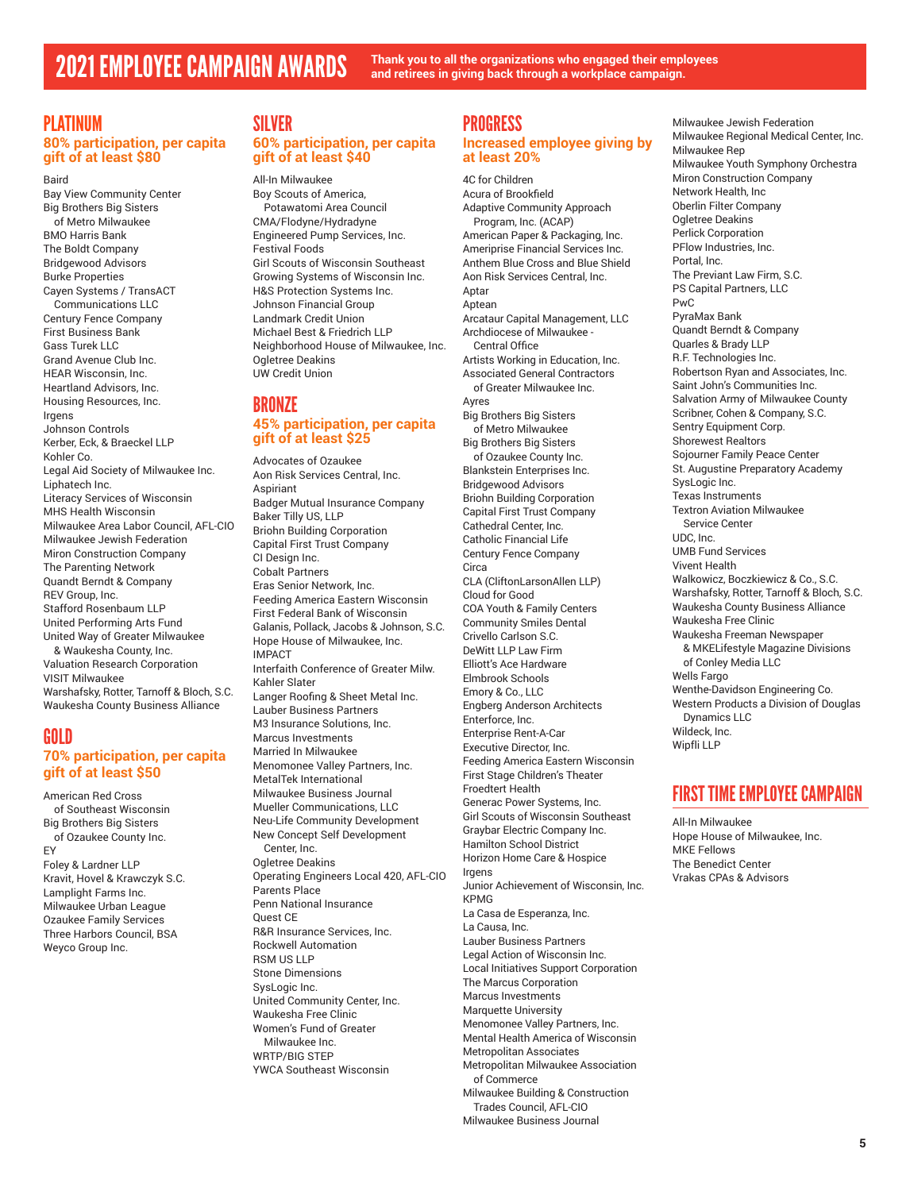# 2021 EMPLOYEE CAMPAIGN AWARDS

**Thank you to all the organizations who engaged their employees and retirees in giving back through a workplace campaign.**

## PLATINUM

### 80% participation, per capita gift of at least $80

Baird
Bay View Community Center
Big Brothers Big Sisters of Metro Milwaukee
BMO Harris Bank
The Boldt Company
Bridgewood Advisors
Burke Properties
Cayen Systems / TransACT Communications LLC
Century Fence Company
First Business Bank
Gass Turek LLC
Grand Avenue Club Inc.
HEAR Wisconsin, Inc.
Heartland Advisors, Inc.
Housing Resources, Inc.
Irgens
Johnson Controls
Kerber, Eck, & Braeckel LLP
Kohler Co.
Legal Aid Society of Milwaukee Inc.
Liphatech Inc.
Literacy Services of Wisconsin
MHS Health Wisconsin
Milwaukee Area Labor Council, AFL-CIO
Milwaukee Jewish Federation
Miron Construction Company
The Parenting Network
Quandt Berndt & Company
REV Group, Inc.
Stafford Rosenbaum LLP
United Performing Arts Fund
United Way of Greater Milwaukee & Waukesha County, Inc.
Valuation Research Corporation
VISIT Milwaukee
Warshafsky, Rotter, Tarnoff & Bloch, S.C.
Waukesha County Business Alliance

## GOLD

### 70% participation, per capita gift of at least $50

American Red Cross of Southeast Wisconsin
Big Brothers Big Sisters of Ozaukee County Inc.
EY
Foley & Lardner LLP
Kravit, Hovel & Krawczyk S.C.
Lamplight Farms Inc.
Milwaukee Urban League
Ozaukee Family Services
Three Harbors Council, BSA
Weyco Group Inc.

## SILVER

### 60% participation, per capita gift of at least $40

All-In Milwaukee
Boy Scouts of America, Potawatomi Area Council
CMA/Flodyne/Hydradyne
Engineered Pump Services, Inc.
Festival Foods
Girl Scouts of Wisconsin Southeast
Growing Systems of Wisconsin Inc.
H&S Protection Systems Inc.
Johnson Financial Group
Landmark Credit Union
Michael Best & Friedrich LLP
Neighborhood House of Milwaukee, Inc.
Ogletree Deakins
UW Credit Union

## BRONZE

### 45% participation, per capita gift of at least $25

Advocates of Ozaukee
Aon Risk Services Central, Inc.
Aspiriant
Badger Mutual Insurance Company
Baker Tilly US, LLP
Briohn Building Corporation
Capital First Trust Company
CI Design Inc.
Cobalt Partners
Eras Senior Network, Inc.
Feeding America Eastern Wisconsin
First Federal Bank of Wisconsin
Galanis, Pollack, Jacobs & Johnson, S.C.
Hope House of Milwaukee, Inc.
IMPACT
Interfaith Conference of Greater Milw.
Kahler Slater
Langer Roofing & Sheet Metal Inc.
Lauber Business Partners
M3 Insurance Solutions, Inc.
Marcus Investments
Married In Milwaukee
Menomonee Valley Partners, Inc.
MetalTek International
Milwaukee Business Journal
Mueller Communications, LLC
Neu-Life Community Development
New Concept Self Development Center, Inc.
Ogletree Deakins
Operating Engineers Local 420, AFL-CIO
Parents Place
Penn National Insurance
Quest CE
R&R Insurance Services, Inc.
Rockwell Automation
RSM US LLP
Stone Dimensions
SysLogic Inc.
United Community Center, Inc.
Waukesha Free Clinic
Women's Fund of Greater Milwaukee Inc.
WRTP/BIG STEP
YWCA Southeast Wisconsin

## PROGRESS

### Increased employee giving by at least 20%

4C for Children
Acura of Brookfield
Adaptive Community Approach Program, Inc. (ACAP)
American Paper & Packaging, Inc.
Ameriprise Financial Services Inc.
Anthem Blue Cross and Blue Shield
Aon Risk Services Central, Inc.
Aptar
Aptean
Arcataur Capital Management, LLC
Archdiocese of Milwaukee - Central Office
Artists Working in Education, Inc.
Associated General Contractors of Greater Milwaukee Inc.
Ayres
Big Brothers Big Sisters of Metro Milwaukee
Big Brothers Big Sisters of Ozaukee County Inc.
Blankstein Enterprises Inc.
Bridgewood Advisors
Briohn Building Corporation
Capital First Trust Company
Cathedral Center, Inc.
Catholic Financial Life
Century Fence Company
Circa
CLA (CliftonLarsonAllen LLP)
Cloud for Good
COA Youth & Family Centers
Community Smiles Dental
Crivello Carlson S.C.
DeWitt LLP Law Firm
Elliott's Ace Hardware
Elmbrook Schools
Emory & Co., LLC
Engberg Anderson Architects
Enterforce, Inc.
Enterprise Rent-A-Car
Executive Director, Inc.
Feeding America Eastern Wisconsin
First Stage Children's Theater
Froedtert Health
Generac Power Systems, Inc.
Girl Scouts of Wisconsin Southeast
Graybar Electric Company Inc.
Hamilton School District
Horizon Home Care & Hospice
Irgens
Junior Achievement of Wisconsin, Inc.
KPMG
La Casa de Esperanza, Inc.
La Causa, Inc.
Lauber Business Partners
Legal Action of Wisconsin Inc.
Local Initiatives Support Corporation
The Marcus Corporation
Marcus Investments
Marquette University
Menomonee Valley Partners, Inc.
Mental Health America of Wisconsin
Metropolitan Associates
Metropolitan Milwaukee Association of Commerce
Milwaukee Building & Construction Trades Council, AFL-CIO
Milwaukee Business Journal
Milwaukee Jewish Federation
Milwaukee Regional Medical Center, Inc.
Milwaukee Rep
Milwaukee Youth Symphony Orchestra
Miron Construction Company
Network Health, Inc
Oberlin Filter Company
Ogletree Deakins
Perlick Corporation
PFlow Industries, Inc.
Portal, Inc.
The Previant Law Firm, S.C.
PS Capital Partners, LLC
PwC
PyraMax Bank
Quandt Berndt & Company
Quarles & Brady LLP
R.F. Technologies Inc.
Robertson Ryan and Associates, Inc.
Saint John's Communities Inc.
Salvation Army of Milwaukee County
Scribner, Cohen & Company, S.C.
Sentry Equipment Corp.
Shorewest Realtors
Sojourner Family Peace Center
St. Augustine Preparatory Academy
SysLogic Inc.
Texas Instruments
Textron Aviation Milwaukee Service Center
UDC, Inc.
UMB Fund Services
Vivent Health
Walkowicz, Boczkiewicz & Co., S.C.
Warshafsky, Rotter, Tarnoff & Bloch, S.C.
Waukesha County Business Alliance
Waukesha Free Clinic
Waukesha Freeman Newspaper & MKELifestyle Magazine Divisions of Conley Media LLC
Wells Fargo
Wenthe-Davidson Engineering Co.
Western Products a Division of Douglas Dynamics LLC
Wildeck, Inc.
Wipfli LLP

## FIRST TIME EMPLOYEE CAMPAIGN

All-In Milwaukee
Hope House of Milwaukee, Inc.
MKE Fellows
The Benedict Center
Vrakas CPAs & Advisors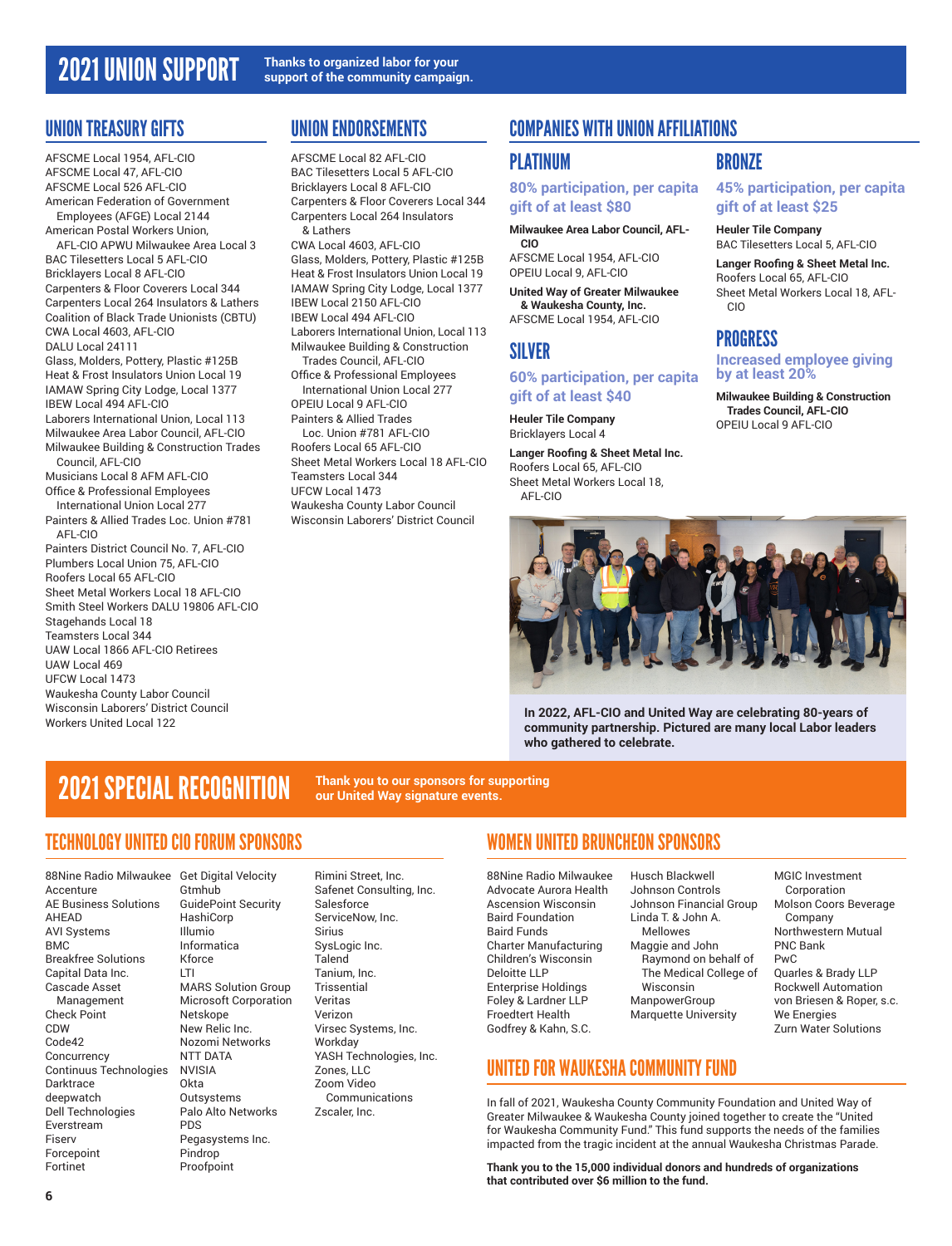# 2021 UNION SUPPORT

**Thanks to organized labor for your support of the community campaign.**

## UNION TREASURY GIFTS

AFSCME Local 1954, AFL-CIO
AFSCME Local 47, AFL-CIO
AFSCME Local 526 AFL-CIO
American Federation of Government Employees (AFGE) Local 2144
American Postal Workers Union, AFL-CIO APWU Milwaukee Area Local 3
BAC Tilesetters Local 5 AFL-CIO
Bricklayers Local 8 AFL-CIO
Carpenters & Floor Coverers Local 344
Carpenters Local 264 Insulators & Lathers
Coalition of Black Trade Unionists (CBTU)
CWA Local 4603, AFL-CIO
DALU Local 24111
Glass, Molders, Pottery, Plastic #125B
Heat & Frost Insulators Union Local 19
IAMAW Spring City Lodge, Local 1377
IBEW Local 494 AFL-CIO
Laborers International Union, Local 113
Milwaukee Area Labor Council, AFL-CIO
Milwaukee Building & Construction Trades Council, AFL-CIO
Musicians Local 8 AFM AFL-CIO
Office & Professional Employees International Union Local 277
Painters & Allied Trades Loc. Union #781 AFL-CIO
Painters District Council No. 7, AFL-CIO
Plumbers Local Union 75, AFL-CIO
Roofers Local 65 AFL-CIO
Sheet Metal Workers Local 18 AFL-CIO
Smith Steel Workers DALU 19806 AFL-CIO
Stagehands Local 18
Teamsters Local 344
UAW Local 1866 AFL-CIO Retirees
UAW Local 469
UFCW Local 1473
Waukesha County Labor Council
Wisconsin Laborers' District Council
Workers United Local 122

## UNION ENDORSEMENTS

AFSCME Local 82 AFL-CIO
BAC Tilesetters Local 5 AFL-CIO
Bricklayers Local 8 AFL-CIO
Carpenters & Floor Coverers Local 344
Carpenters Local 264 Insulators & Lathers
CWA Local 4603, AFL-CIO
Glass, Molders, Pottery, Plastic #125B
Heat & Frost Insulators Union Local 19
IAMAW Spring City Lodge, Local 1377
IBEW Local 2150 AFL-CIO
IBEW Local 494 AFL-CIO
Laborers International Union, Local 113
Milwaukee Building & Construction Trades Council, AFL-CIO
Office & Professional Employees International Union Local 277
OPEIU Local 9 AFL-CIO
Painters & Allied Trades Loc. Union #781 AFL-CIO
Roofers Local 65 AFL-CIO
Sheet Metal Workers Local 18 AFL-CIO
Teamsters Local 344
UFCW Local 1473
Waukesha County Labor Council
Wisconsin Laborers' District Council

## COMPANIES WITH UNION AFFILIATIONS

### PLATINUM

**80% participation, per capita gift of at least $80**

**Milwaukee Area Labor Council, AFL-CIO**
AFSCME Local 1954, AFL-CIO
OPEIU Local 9, AFL-CIO

**United Way of Greater Milwaukee & Waukesha County, Inc.**
AFSCME Local 1954, AFL-CIO

### SILVER

**60% participation, per capita gift of at least $40**

**Heuler Tile Company**
Bricklayers Local 4

**Langer Roofing & Sheet Metal Inc.**
Roofers Local 65, AFL-CIO
Sheet Metal Workers Local 18, AFL-CIO

### BRONZE

**45% participation, per capita gift of at least $25**

**Heuler Tile Company**
BAC Tilesetters Local 5, AFL-CIO

**Langer Roofing & Sheet Metal Inc.**
Roofers Local 65, AFL-CIO
Sheet Metal Workers Local 18, AFL-CIO

### PROGRESS

**Increased employee giving by at least 20%**

**Milwaukee Building & Construction Trades Council, AFL-CIO**
OPEIU Local 9 AFL-CIO

**In 2022, AFL-CIO and United Way are celebrating 80-years of community partnership. Pictured are many local Labor leaders who gathered to celebrate.**

# 2021 SPECIAL RECOGNITION

**Thank you to our sponsors for supporting our United Way signature events.**

## TECHNOLOGY UNITED CIO FORUM SPONSORS

88Nine Radio Milwaukee
Accenture
AE Business Solutions
AHEAD
AVI Systems
BMC
Breakfree Solutions
Capital Data Inc.
Cascade Asset Management
Check Point
CDW
Code42
Concurrency
Continuus Technologies
Darktrace
deepwatch
Dell Technologies
Everstream
Fiserv
Forcepoint
Fortinet
Get Digital Velocity
Gtmhub
GuidePoint Security
HashiCorp
Illumio
Informatica
Kforce
LTI
MARS Solution Group
Microsoft Corporation
Netskope
New Relic Inc.
Nozomi Networks
NTT DATA
NVISIA
Okta
Outsystems
Palo Alto Networks
PDS
Pegasystems Inc.
Pindrop
Proofpoint
Rimini Street, Inc.
Safenet Consulting, Inc.
Salesforce
ServiceNow, Inc.
Sirius
SysLogic Inc.
Talend
Tanium, Inc.
Trissential
Veritas
Verizon
Virsec Systems, Inc.
Workday
YASH Technologies, Inc.
Zones, LLC
Zoom Video Communications
Zscaler, Inc.

## WOMEN UNITED BRUNCHEON SPONSORS

88Nine Radio Milwaukee
Advocate Aurora Health
Ascension Wisconsin
Baird Foundation
Baird Funds
Charter Manufacturing
Children's Wisconsin
Deloitte LLP
Enterprise Holdings
Foley & Lardner LLP
Froedtert Health
Godfrey & Kahn, S.C.
Husch Blackwell
Johnson Controls
Johnson Financial Group
Linda T. & John A. Mellowes
Maggie and John Raymond on behalf of The Medical College of Wisconsin
ManpowerGroup
Marquette University
MGIC Investment Corporation
Molson Coors Beverage Company
Northwestern Mutual
PNC Bank
PwC
Quarles & Brady LLP
Rockwell Automation
von Briesen & Roper, s.c.
We Energies
Zurn Water Solutions

## UNITED FOR WAUKESHA COMMUNITY FUND

In fall of 2021, Waukesha County Community Foundation and United Way of Greater Milwaukee & Waukesha County joined together to create the "United for Waukesha Community Fund." This fund supports the needs of the families impacted from the tragic incident at the annual Waukesha Christmas Parade.

**Thank you to the 15,000 individual donors and hundreds of organizations that contributed over $6 million to the fund.**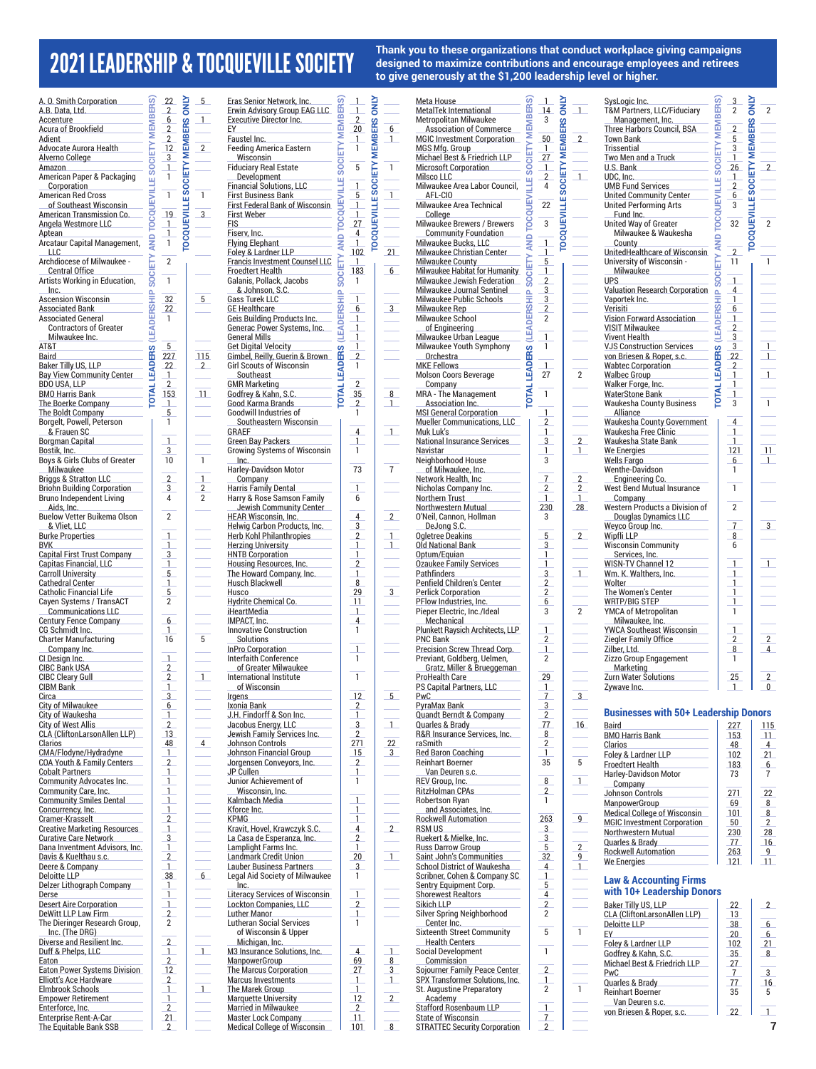# 2021 LEADERSHIP & TOCQUEVILLE SOCIETY

**Thank you to these organizations that conduct workplace giving campaigns designed to maximize contributions and encourage employees and retirees to give generously at the $1,200 leadership level or higher.**

| Organization | Total Leaders (Leadership Society and Tocqueville Society Members) | Tocqueville Society Members Only |
|---|---|---|
| A. O. Smith Corporation | 22 | 5 |
| A.B. Data, Ltd. | 2 | |
| Accenture | 6 | 1 |
| Acura of Brookfield | 2 | |
| Adient | 2 | |
| Advocate Aurora Health | 12 | 2 |
| Alverno College | 3 | |
| Amazon | 1 | |
| American Paper & Packaging Corporation | 1 | |
| American Red Cross of Southeast Wisconsin | 1 | 1 |
| American Transmission Co. | 19 | 3 |
| Angela Westmore LLC | 1 | |
| Aptean | 1 | |
| Arcataur Capital Management, LLC | 1 | |
| Archdiocese of Milwaukee - Central Office | 2 | |
| Artists Working in Education, Inc. | 1 | |
| Ascension Wisconsin | 32 | 5 |
| Associated Bank | 22 | |
| Associated General Contractors of Greater Milwaukee Inc. | 1 | |
| AT&T | 5 | |
| Baird | 227 | 115 |
| Baker Tilly US, LLP | 22 | 2 |
| Bay View Community Center | 1 | |
| BDO USA, LLP | 2 | |
| BMO Harris Bank | 153 | 11 |
| The Boerke Company | 1 | |
| The Boldt Company | 5 | |
| Borgelt, Powell, Peterson & Frauen SC | 1 | |
| Borgman Capital | 1 | |
| Bostik, Inc. | 3 | |
| Boys & Girls Clubs of Greater Milwaukee | 10 | 1 |
| Briggs & Stratton LLC | 2 | 1 |
| Briohn Building Corporation | 3 | 2 |
| Bruno Independent Living Aids, Inc. | 4 | 2 |
| Buelow Vetter Buikema Olson & Vliet, LLC | 2 | |
| Burke Properties | 1 | |
| BVK | 1 | |
| Capital First Trust Company | 3 | |
| Capitas Financial, LLC | 1 | |
| Carroll University | 5 | |
| Cathedral Center | 1 | |
| Catholic Financial Life | 5 | |
| Cayen Systems / TransACT Communications LLC | 2 | |
| Century Fence Company | 6 | |
| CG Schmidt Inc. | 1 | |
| Charter Manufacturing Company Inc. | 16 | 5 |
| CI Design Inc. | 1 | |
| CIBC Bank USA | 2 | |
| CIBC Cleary Gull | 2 | 1 |
| CIBM Bank | 1 | |
| Circa | 3 | |
| City of Milwaukee | 6 | |
| City of Waukesha | 1 | |
| City of West Allis | 2 | |
| CLA (CliftonLarsonAllen LLP) | 13 | |
| Clarios | 48 | 4 |
| CMA/Flodyne/Hydradyne | 1 | |
| COA Youth & Family Centers | 2 | |
| Cobalt Partners | 1 | |
| Community Advocates Inc. | 1 | |
| Community Care, Inc. | 1 | |
| Community Smiles Dental | 1 | |
| Concurrency, Inc. | 1 | |
| Cramer-Krasselt | 2 | |
| Creative Marketing Resources | 1 | |
| Curative Care Network | 3 | |
| Dana Inventment Advisors, Inc. | 1 | |
| Davis & Kuelthau s.c. | 2 | |
| Deere & Company | 1 | |
| Deloitte LLP | 38 | 6 |
| Delzer Lithograph Company | 1 | |
| Derse | 1 | |
| Desert Aire Corporation | 1 | |
| DeWitt LLP Law Firm | 2 | |
| The Dieringer Research Group, Inc. (The DRG) | 2 | |
| Diverse and Resilient Inc. | 2 | |
| Duff & Phelps, LLC | 1 | 1 |
| Eaton | 2 | |
| Eaton Power Systems Division | 12 | |
| Elliott's Ace Hardware | 2 | |
| Elmbrook Schools | 1 | 1 |
| Empower Retirement | 1 | |
| Enterforce, Inc. | 2 | |
| Enterprise Rent-A-Car | 21 | |
| The Equitable Bank SSB | 2 | |
| Eras Senior Network, Inc. | 1 | |
| Erwin Advisory Group EAG LLC | 1 | |
| Executive Director Inc. | 2 | |
| EY | 20 | 6 |
| Faustel Inc. | 1 | 1 |
| Feeding America Eastern Wisconsin | 1 | |
| Fiduciary Real Estate Development | 5 | 1 |
| Financial Solutions, LLC | 1 | |
| First Business Bank | 5 | 1 |
| First Federal Bank of Wisconsin | 1 | |
| First Weber | 1 | |
| FIS | 27 | |
| Fiserv, Inc. | 4 | |
| Flying Elephant | 1 | |
| Foley & Lardner LLP | 102 | 21 |
| Francis Investment Counsel LLC | 1 | |
| Froedtert Health | 183 | 6 |
| Galanis, Pollack, Jacobs & Johnson, S.C. | 1 | |
| Gass Turek LLC | 1 | |
| GE Healthcare | 6 | 3 |
| Geis Building Products Inc. | 1 | |
| Generac Power Systems, Inc. | 1 | |
| General Mills | 1 | |
| Get Digital Velocity | 1 | |
| Gimbel, Reilly, Guerin & Brown | 2 | |
| Girl Scouts of Wisconsin Southeast | 1 | |
| GMR Marketing | 2 | |
| Godfrey & Kahn, S.C. | 35 | 8 |
| Good Karma Brands | 2 | 1 |
| Goodwill Industries of Southeastern Wisconsin | 1 | |
| GRAEF | 4 | 1 |
| Green Bay Packers | 1 | |
| Growing Systems of Wisconsin Inc. | 1 | |
| Harley-Davidson Motor Company | 73 | 7 |
| Harris Family Dental | 1 | |
| Harry & Rose Samson Family Jewish Community Center | 6 | |
| HEAR Wisconsin, Inc. | 4 | 2 |
| Helwig Carbon Products, Inc. | 3 | |
| Herb Kohl Philanthropies | 2 | 1 |
| Herzing University | 1 | 1 |
| HNTB Corporation | 1 | |
| Housing Resources, Inc. | 2 | |
| The Howard Company, Inc. | 1 | |
| Husch Blackwell | 8 | |
| Husco | 29 | 3 |
| Hydrite Chemical Co. | 11 | |
| iHeartMedia | 1 | |
| IMPACT, Inc. | 4 | |
| Innovative Construction Solutions | 1 | |
| InPro Corporation | 1 | |
| Interfaith Conference of Greater Milwaukee | 1 | |
| International Institute of Wisconsin | 1 | |
| Irgens | 12 | 5 |
| Ixonia Bank | 2 | |
| J.H. Findorff & Son Inc. | 1 | |
| Jacobus Energy, LLC | 3 | 1 |
| Jewish Family Services Inc. | 2 | |
| Johnson Controls | 271 | 22 |
| Johnson Financial Group | 15 | 3 |
| Jorgensen Conveyors, Inc. | 2 | |
| JP Cullen | 1 | |
| Junior Achievement of Wisconsin, Inc. | 1 | |
| Kalmbach Media | 1 | |
| Kforce Inc. | 1 | |
| KPMG | 1 | |
| Kravit, Hovel, Krawczyk S.C. | 4 | 2 |
| La Casa de Esperanza, Inc. | 2 | |
| Lamplight Farms Inc. | 1 | |
| Landmark Credit Union | 20 | 1 |
| Lauber Business Partners | 3 | |
| Legal Aid Society of Milwaukee Inc. | 1 | |
| Literacy Services of Wisconsin | 1 | |
| Lockton Companies, LLC | 2 | |
| Luther Manor | 1 | |
| Lutheran Social Services of Wisconsin & Upper Michigan, Inc. | 1 | |
| M3 Insurance Solutions, Inc. | 4 | 1 |
| ManpowerGroup | 69 | 8 |
| The Marcus Corporation | 27 | 3 |
| Marcus Investments | 1 | 1 |
| The Marek Group | 1 | |
| Marquette University | 12 | 2 |
| Married in Milwaukee | 2 | |
| Master Lock Company | 11 | |
| Medical College of Wisconsin | 101 | 8 |
| Meta House | 1 | |
| MetalTek International | 14 | 1 |
| Metropolitan Milwaukee Association of Commerce | 3 | |
| MGIC Investment Corporation | 50 | 2 |
| MGS Mfg. Group | 1 | |
| Michael Best & Friedrich LLP | 27 | |
| Microsoft Corporation | 1 | |
| Milsco LLC | 2 | 1 |
| Milwaukee Area Labor Council, AFL-CIO | 4 | |
| Milwaukee Area Technical College | 22 | |
| Milwaukee Brewers / Brewers Community Foundation | 3 | |
| Milwaukee Bucks, LLC | 1 | |
| Milwaukee Christian Center | 1 | |
| Milwaukee County | 5 | |
| Milwaukee Habitat for Humanity | 1 | |
| Milwaukee Jewish Federation | 2 | |
| Milwaukee Journal Sentinel | 3 | |
| Milwaukee Public Schools | 3 | |
| Milwaukee Rep | 2 | |
| Milwaukee School of Engineering | 2 | |
| Milwaukee Urban League | 1 | |
| Milwaukee Youth Symphony Orchestra | 1 | |
| MKE Fellows | 1 | |
| Molson Coors Beverage Company | 27 | 2 |
| MRA - The Management Association Inc. | 1 | |
| MSI General Corporation | 1 | |
| Mueller Communications, LLC | 2 | |
| Muk Luk's | 1 | |
| National Insurance Services | 3 | 2 |
| Navistar | 1 | 1 |
| Neighborhood House of Milwaukee, Inc. | 3 | |
| Network Health, Inc. | 7 | 2 |
| Nicholas Company Inc. | 2 | 2 |
| Northern Trust | 1 | 1 |
| Northwestern Mutual | 230 | 28 |
| O'Neil, Cannon, Hollman DeJong S.C. | 3 | |
| Ogletree Deakins | 5 | 2 |
| Old National Bank | 3 | |
| Optum/Equian | 1 | |
| Ozaukee Family Services | 1 | |
| Pathfinders | 3 | 1 |
| Penfield Children's Center | 2 | |
| Perlick Corporation | 2 | |
| PFlow Industries, Inc. | 6 | |
| Pieper Electric, Inc./Ideal Mechanical | 3 | 2 |
| Plunkett Raysich Architects, LLP | 1 | |
| PNC Bank | 2 | |
| Precision Screw Thread Corp. | 1 | |
| Previant, Goldberg, Uelmen, Gratz, Miller & Brueggeman | 2 | |
| ProHealth Care | 29 | |
| PS Capital Partners, LLC | 1 | |
| PwC | 7 | 3 |
| PyraMax Bank | 3 | |
| Quandt Berndt & Company | 2 | |
| Quarles & Brady | 77 | 16 |
| R&R Insurance Services, Inc. | 8 | |
| raSmith | 2 | |
| Red Baron Coaching | 1 | |
| Reinhart Boerner Van Deuren s.c. | 35 | 5 |
| REV Group, Inc. | 8 | 1 |
| RitzHolman CPAs | 2 | |
| Robertson Ryan and Associates, Inc. | 1 | |
| Rockwell Automation | 263 | 9 |
| RSM US | 3 | |
| Ruekert & Mielke, Inc. | 3 | |
| Russ Darrow Group | 5 | 2 |
| Saint John's Communities | 32 | 9 |
| School District of Waukesha | 4 | 1 |
| Scribner, Cohen & Company SC | 1 | |
| Sentry Equipment Corp. | 5 | |
| Shorewest Realtors | 4 | |
| Sikich LLP | 2 | |
| Silver Spring Neighborhood Center Inc. | 2 | |
| Sixteenth Street Community Health Centers | 5 | 1 |
| Social Development Commission | 1 | |
| Sojourner Family Peace Center | 2 | |
| SPX Transformer Solutions, Inc. | 1 | |
| St. Augustine Preparatory Academy | 2 | 1 |
| Stafford Rosenbaum LLP | 1 | |
| State of Wisconsin | 7 | |
| STRATTEC Security Corporation | 2 | |
| SysLogic Inc. | 3 | |
| T&M Partners, LLC/Fiduciary Management, Inc. | 2 | 2 |
| Three Harbors Council, BSA | 2 | |
| Town Bank | 5 | |
| Trissential | 3 | |
| Two Men and a Truck | 1 | |
| U.S. Bank | 26 | 2 |
| UDC, Inc. | 1 | |
| UMB Fund Services | 2 | |
| United Community Center | 6 | |
| United Performing Arts Fund Inc. | 3 | |
| United Way of Greater Milwaukee & Waukesha County | 32 | 2 |
| UnitedHealthcare of Wisconsin | 2 | |
| University of Wisconsin - Milwaukee | 11 | 1 |
| UPS | 1 | |
| Valuation Research Corporation | 4 | |
| Vaportek Inc. | 1 | |
| Verisiti | 6 | |
| Vision Forward Association | 1 | |
| VISIT Milwaukee | 2 | |
| Vivent Health | 3 | |
| VJS Construction Services | 3 | 1 |
| von Briesen & Roper, s.c. | 22 | 1 |
| Wabtec Corporation | 2 | |
| Walbec Group | 1 | 1 |
| Walker Forge, Inc. | 1 | |
| WaterStone Bank | 1 | |
| Waukesha County Business Alliance | 3 | 1 |
| Waukesha County Government | 4 | |
| Waukesha Free Clinic | 1 | |
| Waukesha State Bank | 1 | |
| We Energies | 121 | 11 |
| Wells Fargo | 6 | 1 |
| Wenthe-Davidson Engineering Co. | 1 | |
| West Bend Mutual Insurance Company | 1 | |
| Western Products a Division of Douglas Dynamics LLC | 2 | |
| Weyco Group Inc. | 7 | 3 |
| Wipfli LLP | 8 | |
| Wisconsin Community Services, Inc. | 6 | |
| WISN-TV Channel 12 | 1 | 1 |
| Wm. K. Walthers, Inc. | 1 | |
| Wolter | 1 | |
| The Women's Center | 1 | |
| WRTP/BIG STEP | 1 | |
| YMCA of Metropolitan Milwaukee, Inc. | 1 | |
| YWCA Southeast Wisconsin | 1 | |
| Ziegler Family Office | 2 | 2 |
| Zilber, Ltd. | 8 | 4 |
| Zizzo Group Engagement Marketing | 1 | |
| Zurn Water Solutions | 25 | 2 |
| Zywave Inc. | 1 | 0 |

## Businesses with 50+ Leadership Donors

| Organization | Total Leaders | Tocqueville Society Members Only |
|---|---|---|
| Baird | 227 | 115 |
| BMO Harris Bank | 153 | 11 |
| Clarios | 48 | 4 |
| Foley & Lardner LLP | 102 | 21 |
| Froedtert Health | 183 | 6 |
| Harley-Davidson Motor Company | 73 | 7 |
| Johnson Controls | 271 | 22 |
| ManpowerGroup | 69 | 8 |
| Medical College of Wisconsin | 101 | 8 |
| MGIC Investment Corporation | 50 | 2 |
| Northwestern Mutual | 230 | 28 |
| Quarles & Brady | 77 | 16 |
| Rockwell Automation | 263 | 9 |
| We Energies | 121 | 11 |

## Law & Accounting Firms with 10+ Leadership Donors

| Organization | Total Leaders | Tocqueville Society Members Only |
|---|---|---|
| Baker Tilly US, LLP | 22 | 2 |
| CLA (CliftonLarsonAllen LLP) | 13 | |
| Deloitte LLP | 38 | 6 |
| EY | 20 | 6 |
| Foley & Lardner LLP | 102 | 21 |
| Godfrey & Kahn, S.C. | 35 | 8 |
| Michael Best & Friedrich LLP | 27 | |
| PwC | 7 | 3 |
| Quarles & Brady | 77 | 16 |
| Reinhart Boerner Van Deuren s.c. | 35 | 5 |
| von Briesen & Roper, s.c. | 22 | 1 |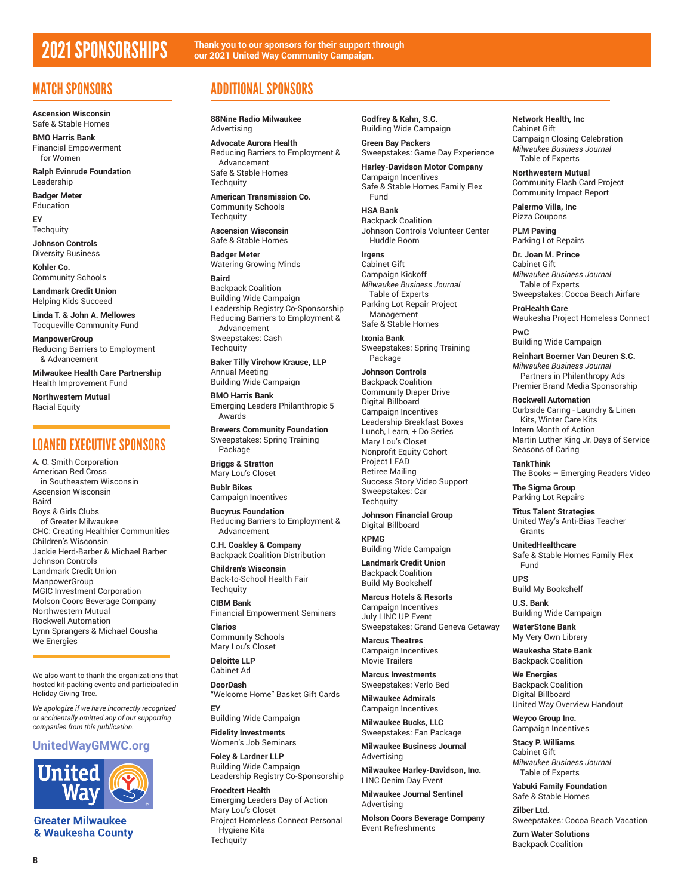# 2021 SPONSORSHIPS

**Thank you to our sponsors for their support through our 2021 United Way Community Campaign.**

## MATCH SPONSORS

**Ascension Wisconsin**
Safe & Stable Homes

**BMO Harris Bank**
Financial Empowerment for Women

**Ralph Evinrude Foundation**
Leadership

**Badger Meter**
Education

**EY**
Techquity

**Johnson Controls**
Diversity Business

**Kohler Co.**
Community Schools

**Landmark Credit Union**
Helping Kids Succeed

**Linda T. & John A. Mellowes**
Tocqueville Community Fund

**ManpowerGroup**
Reducing Barriers to Employment & Advancement

**Milwaukee Health Care Partnership**
Health Improvement Fund

**Northwestern Mutual**
Racial Equity

## LOANED EXECUTIVE SPONSORS

A. O. Smith Corporation
American Red Cross in Southeastern Wisconsin
Ascension Wisconsin
Baird
Boys & Girls Clubs of Greater Milwaukee
CHC: Creating Healthier Communities
Children's Wisconsin
Jackie Herd-Barber & Michael Barber
Johnson Controls
Landmark Credit Union
ManpowerGroup
MGIC Investment Corporation
Molson Coors Beverage Company
Northwestern Mutual
Rockwell Automation
Lynn Sprangers & Michael Gousha
We Energies

We also want to thank the organizations that hosted kit-packing events and participated in Holiday Giving Tree.

*We apologize if we have incorrectly recognized or accidentally omitted any of our supporting companies from this publication.*

UnitedWayGMWC.org

United Way Greater Milwaukee & Waukesha County

## ADDITIONAL SPONSORS

**88Nine Radio Milwaukee**
Advertising

**Advocate Aurora Health**
Reducing Barriers to Employment & Advancement
Safe & Stable Homes
Techquity

**American Transmission Co.**
Community Schools
Techquity

**Ascension Wisconsin**
Safe & Stable Homes

**Badger Meter**
Watering Growing Minds

**Baird**
Backpack Coalition
Building Wide Campaign
Leadership Registry Co-Sponsorship
Reducing Barriers to Employment & Advancement
Sweepstakes: Cash
Techquity

**Baker Tilly Virchow Krause, LLP**
Annual Meeting
Building Wide Campaign

**BMO Harris Bank**
Emerging Leaders Philanthropic 5 Awards

**Brewers Community Foundation**
Sweepstakes: Spring Training Package

**Briggs & Stratton**
Mary Lou's Closet

**Bublr Bikes**
Campaign Incentives

**Bucyrus Foundation**
Reducing Barriers to Employment & Advancement

**C.H. Coakley & Company**
Backpack Coalition Distribution

**Children's Wisconsin**
Back-to-School Health Fair
Techquity

**CIBM Bank**
Financial Empowerment Seminars

**Clarios**
Community Schools
Mary Lou's Closet

**Deloitte LLP**
Cabinet Ad

**DoorDash**
"Welcome Home" Basket Gift Cards

**EY**
Building Wide Campaign

**Fidelity Investments**
Women's Job Seminars

**Foley & Lardner LLP**
Building Wide Campaign
Leadership Registry Co-Sponsorship

**Froedtert Health**
Emerging Leaders Day of Action
Mary Lou's Closet
Project Homeless Connect Personal Hygiene Kits
Techquity

**Godfrey & Kahn, S.C.**
Building Wide Campaign

**Green Bay Packers**
Sweepstakes: Game Day Experience

**Harley-Davidson Motor Company**
Campaign Incentives
Safe & Stable Homes Family Flex Fund

**HSA Bank**
Backpack Coalition
Johnson Controls Volunteer Center Huddle Room

**Irgens**
Cabinet Gift
Campaign Kickoff
*Milwaukee Business Journal* Table of Experts
Parking Lot Repair Project Management
Safe & Stable Homes

**Ixonia Bank**
Sweepstakes: Spring Training Package

**Johnson Controls**
Backpack Coalition
Community Diaper Drive
Digital Billboard
Campaign Incentives
Leadership Breakfast Boxes
Lunch, Learn, + Do Series
Mary Lou's Closet
Nonprofit Equity Cohort
Project LEAD
Retiree Mailing
Success Story Video Support
Sweepstakes: Car
Techquity

**Johnson Financial Group**
Digital Billboard

**KPMG**
Building Wide Campaign

**Landmark Credit Union**
Backpack Coalition
Build My Bookshelf

**Marcus Hotels & Resorts**
Campaign Incentives
July LINC UP Event
Sweepstakes: Grand Geneva Getaway

**Marcus Theatres**
Campaign Incentives
Movie Trailers

**Marcus Investments**
Sweepstakes: Verlo Bed

**Milwaukee Admirals**
Campaign Incentives

**Milwaukee Bucks, LLC**
Sweepstakes: Fan Package

**Milwaukee Business Journal**
Advertising

**Milwaukee Harley-Davidson, Inc.**
LINC Denim Day Event

**Milwaukee Journal Sentinel**
Advertising

**Molson Coors Beverage Company**
Event Refreshments

**Network Health, Inc**
Cabinet Gift
Campaign Closing Celebration
*Milwaukee Business Journal* Table of Experts

**Northwestern Mutual**
Community Flash Card Project
Community Impact Report

**Palermo Villa, Inc**
Pizza Coupons

**PLM Paving**
Parking Lot Repairs

**Dr. Joan M. Prince**
Cabinet Gift
*Milwaukee Business Journal* Table of Experts
Sweepstakes: Cocoa Beach Airfare

**ProHealth Care**
Waukesha Project Homeless Connect

**PwC**
Building Wide Campaign

**Reinhart Boerner Van Deuren S.C.**
*Milwaukee Business Journal* Partners in Philanthropy Ads
Premier Brand Media Sponsorship

**Rockwell Automation**
Curbside Caring - Laundry & Linen Kits, Winter Care Kits
Intern Month of Action
Martin Luther King Jr. Days of Service
Seasons of Caring

**TankThink**
The Books – Emerging Readers Video

**The Sigma Group**
Parking Lot Repairs

**Titus Talent Strategies**
United Way's Anti-Bias Teacher Grants

**UnitedHealthcare**
Safe & Stable Homes Family Flex Fund

**UPS**
Build My Bookshelf

**U.S. Bank**
Building Wide Campaign

**WaterStone Bank**
My Very Own Library

**Waukesha State Bank**
Backpack Coalition

**We Energies**
Backpack Coalition
Digital Billboard
United Way Overview Handout

**Weyco Group Inc.**
Campaign Incentives

**Stacy P. Williams**
Cabinet Gift
*Milwaukee Business Journal* Table of Experts

**Yabuki Family Foundation**
Safe & Stable Homes

**Zilber Ltd.**
Sweepstakes: Cocoa Beach Vacation

**Zurn Water Solutions**
Backpack Coalition